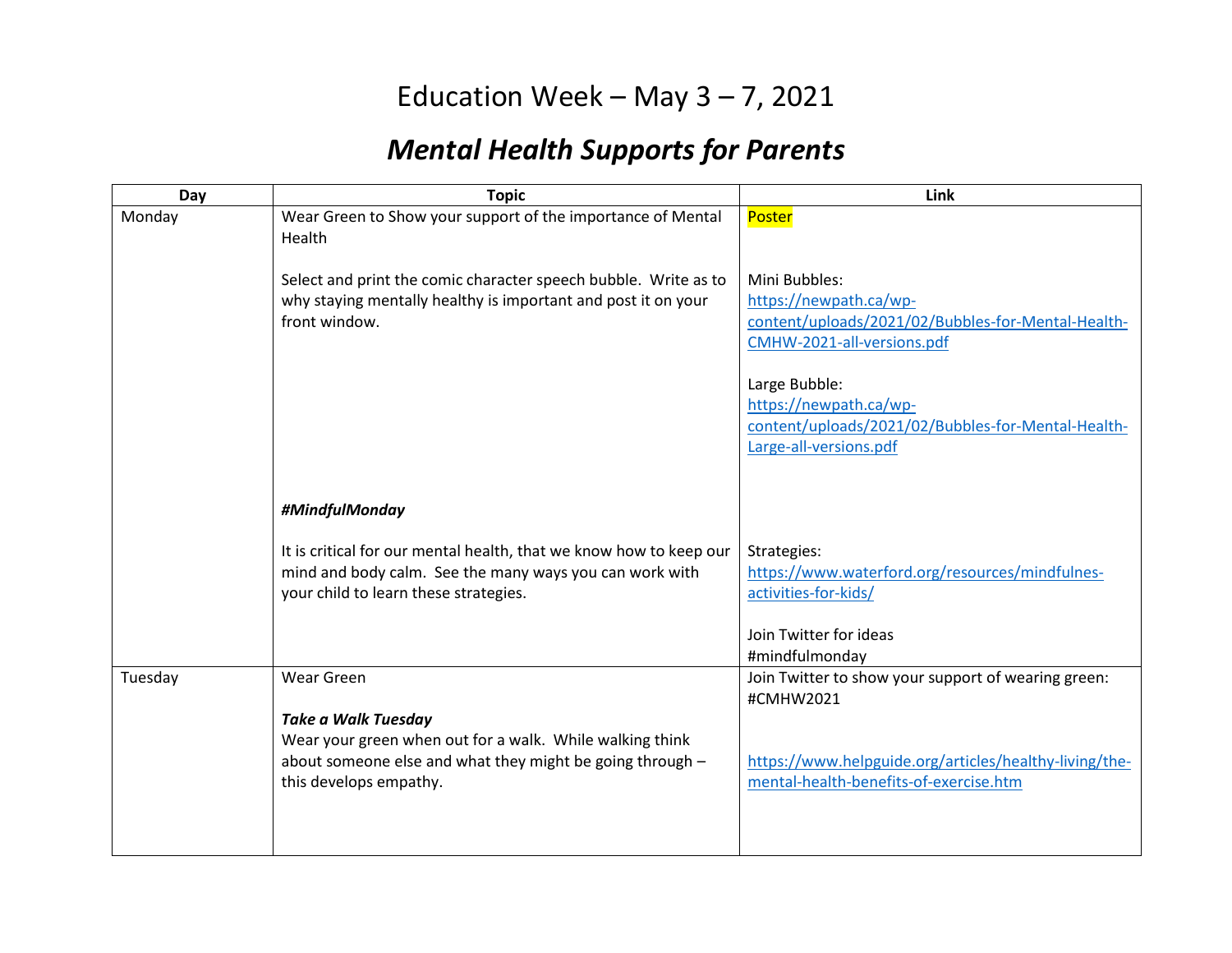# Education Week – May 3 – 7, 2021

## ***Mental Health Supports for Parents***

| Day | Topic | Link |
|---|---|---|
| Monday | Wear Green to Show your support of the importance of Mental Health<br><br>Select and print the comic character speech bubble. Write as to why staying mentally healthy is important and post it on your front window.<br><br>***#MindfulMonday***<br><br>It is critical for our mental health, that we know how to keep our mind and body calm. See the many ways you can work with your child to learn these strategies. | Poster<br><br>Mini Bubbles:<br>https://newpath.ca/wp-content/uploads/2021/02/Bubbles-for-Mental-Health-CMHW-2021-all-versions.pdf<br><br>Large Bubble:<br>https://newpath.ca/wp-content/uploads/2021/02/Bubbles-for-Mental-Health-Large-all-versions.pdf<br><br>Strategies:<br>https://www.waterford.org/resources/mindfulnes-activities-for-kids/<br><br>Join Twitter for ideas<br>#mindfulmonday |
| Tuesday | Wear Green<br><br>***Take a Walk Tuesday***<br>Wear your green when out for a walk. While walking think about someone else and what they might be going through – this develops empathy. | Join Twitter to show your support of wearing green:<br>#CMHW2021<br><br>https://www.helpguide.org/articles/healthy-living/the-mental-health-benefits-of-exercise.htm |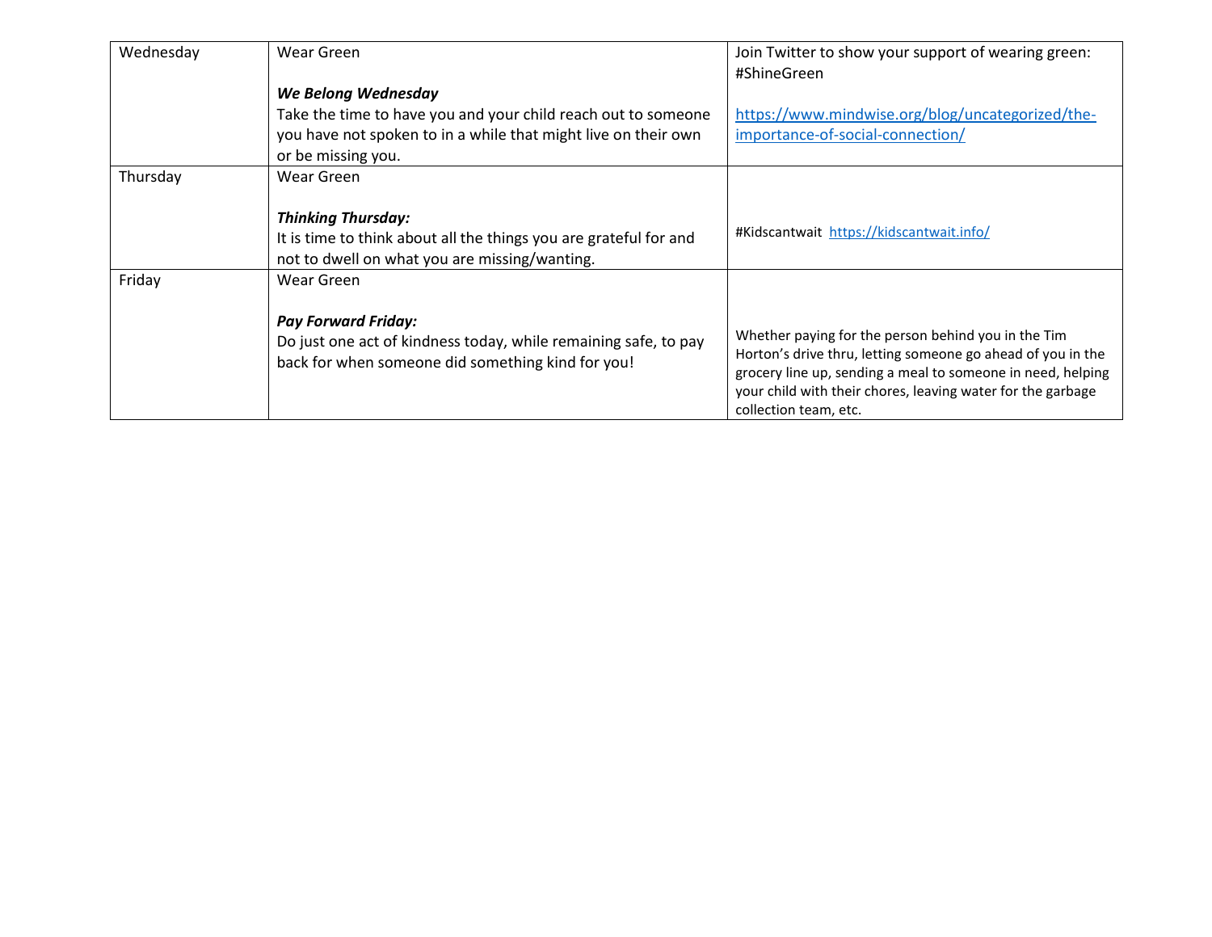| | | |
|---|---|---|
| Wednesday | Wear Green<br><br>***We Belong Wednesday***<br>Take the time to have you and your child reach out to someone you have not spoken to in a while that might live on their own or be missing you. | Join Twitter to show your support of wearing green: #ShineGreen<br><br>https://www.mindwise.org/blog/uncategorized/the-importance-of-social-connection/ |
| Thursday | Wear Green<br><br>***Thinking Thursday:***<br>It is time to think about all the things you are grateful for and not to dwell on what you are missing/wanting. | #Kidscantwait https://kidscantwait.info/ |
| Friday | Wear Green<br><br>***Pay Forward Friday:***<br>Do just one act of kindness today, while remaining safe, to pay back for when someone did something kind for you! | Whether paying for the person behind you in the Tim Horton's drive thru, letting someone go ahead of you in the grocery line up, sending a meal to someone in need, helping your child with their chores, leaving water for the garbage collection team, etc. |